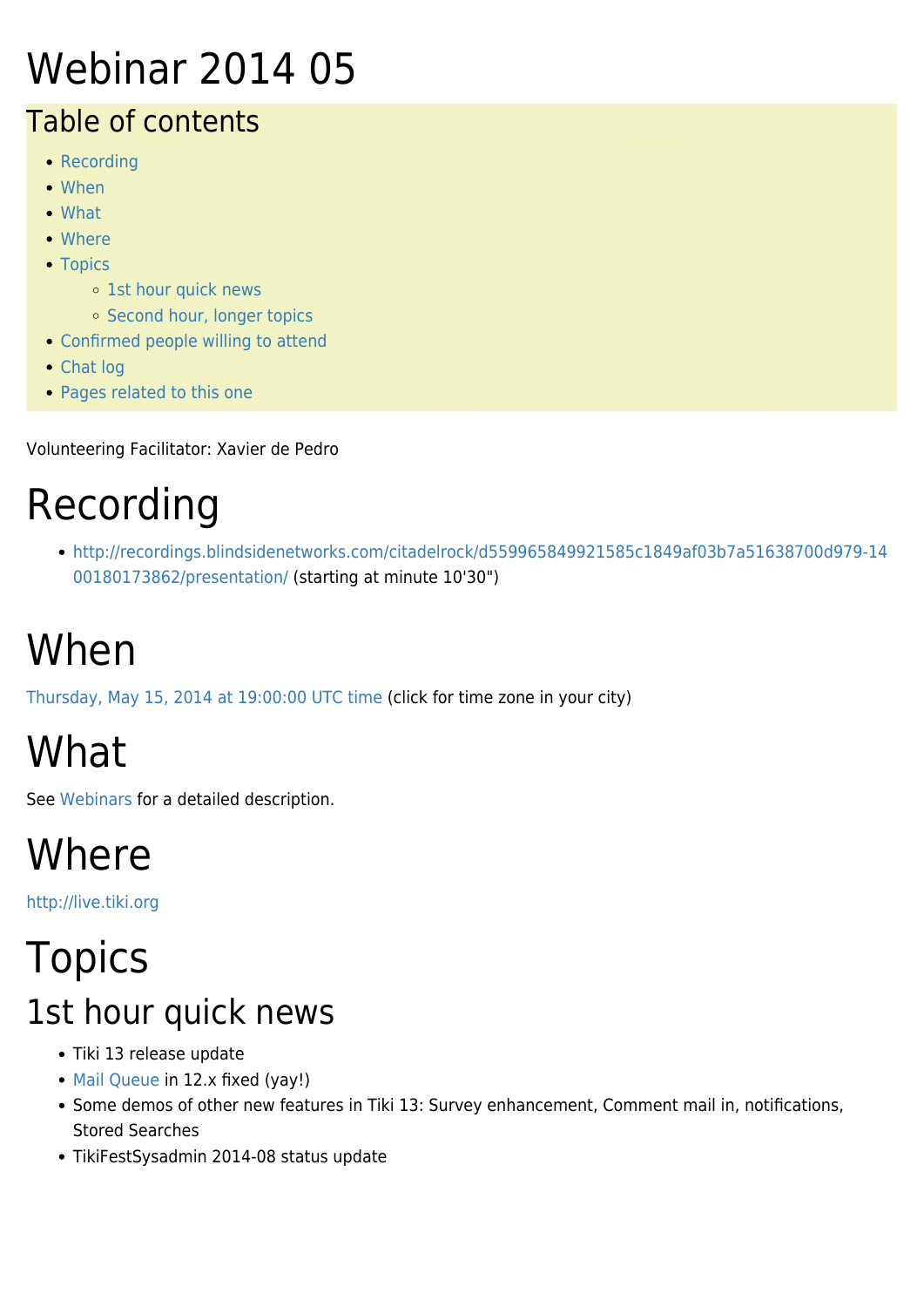# Webinar 2014 05

## Table of contents

- Recording
- When
- What
- Where
- Topics
  - 1st hour quick news
  - Second hour, longer topics
- Confirmed people willing to attend
- Chat log
- Pages related to this one

Volunteering Facilitator: Xavier de Pedro

# Recording

- http://recordings.blindsidenetworks.com/citadelrock/d559965849921585c1849af03b7a51638700d979-1400180173862/presentation/ (starting at minute 10'30")

# When

Thursday, May 15, 2014 at 19:00:00 UTC time (click for time zone in your city)

# What

See Webinars for a detailed description.

# Where

http://live.tiki.org

# Topics

## 1st hour quick news

- Tiki 13 release update
- Mail Queue in 12.x fixed (yay!)
- Some demos of other new features in Tiki 13: Survey enhancement, Comment mail in, notifications, Stored Searches
- TikiFestSysadmin 2014-08 status update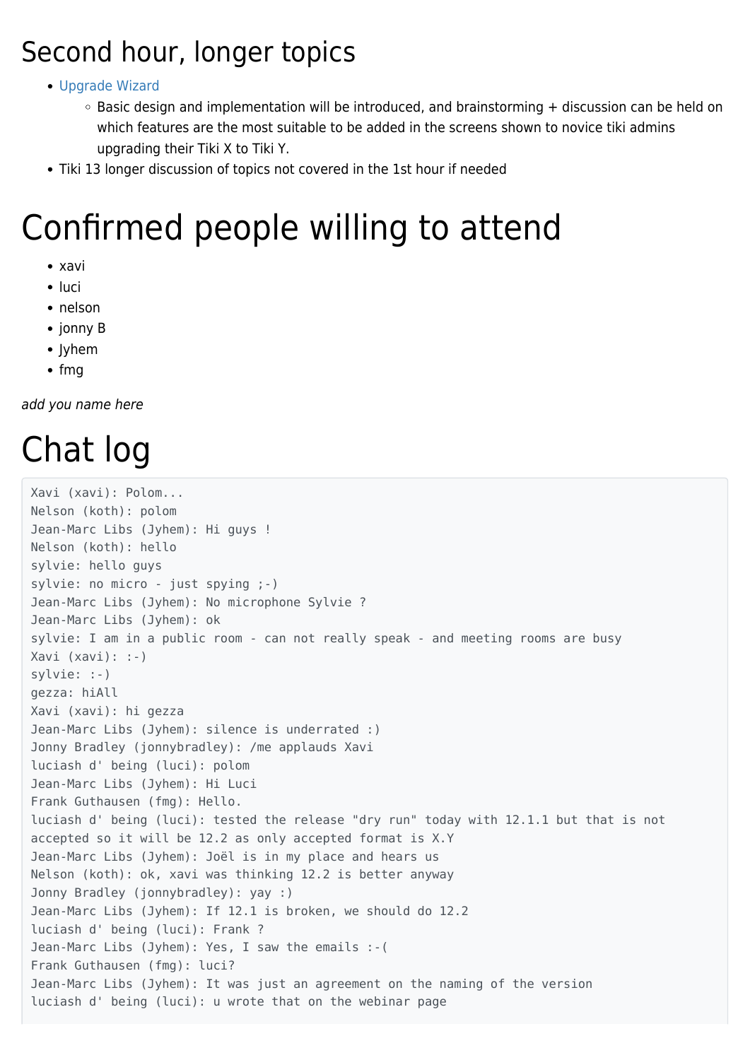## Second hour, longer topics

- Upgrade Wizard
  - Basic design and implementation will be introduced, and brainstorming + discussion can be held on which features are the most suitable to be added in the screens shown to novice tiki admins upgrading their Tiki X to Tiki Y.
- Tiki 13 longer discussion of topics not covered in the 1st hour if needed

# Confirmed people willing to attend

- xavi
- luci
- nelson
- jonny B
- Jyhem
- fmg

*add you name here*

# Chat log

```
Xavi (xavi): Polom...
Nelson (koth): polom
Jean-Marc Libs (Jyhem): Hi guys !
Nelson (koth): hello
sylvie: hello guys
sylvie: no micro - just spying ;-)
Jean-Marc Libs (Jyhem): No microphone Sylvie ?
Jean-Marc Libs (Jyhem): ok
sylvie: I am in a public room - can not really speak - and meeting rooms are busy
Xavi (xavi): :-)
sylvie: :-)
gezza: hiAll
Xavi (xavi): hi gezza
Jean-Marc Libs (Jyhem): silence is underrated :)
Jonny Bradley (jonnybradley): /me applauds Xavi
luciash d' being (luci): polom
Jean-Marc Libs (Jyhem): Hi Luci
Frank Guthausen (fmg): Hello.
luciash d' being (luci): tested the release "dry run" today with 12.1.1 but that is not
accepted so it will be 12.2 as only accepted format is X.Y
Jean-Marc Libs (Jyhem): Joël is in my place and hears us
Nelson (koth): ok, xavi was thinking 12.2 is better anyway
Jonny Bradley (jonnybradley): yay :)
Jean-Marc Libs (Jyhem): If 12.1 is broken, we should do 12.2
luciash d' being (luci): Frank ?
Jean-Marc Libs (Jyhem): Yes, I saw the emails :-(
Frank Guthausen (fmg): luci?
Jean-Marc Libs (Jyhem): It was just an agreement on the naming of the version
luciash d' being (luci): u wrote that on the webinar page
```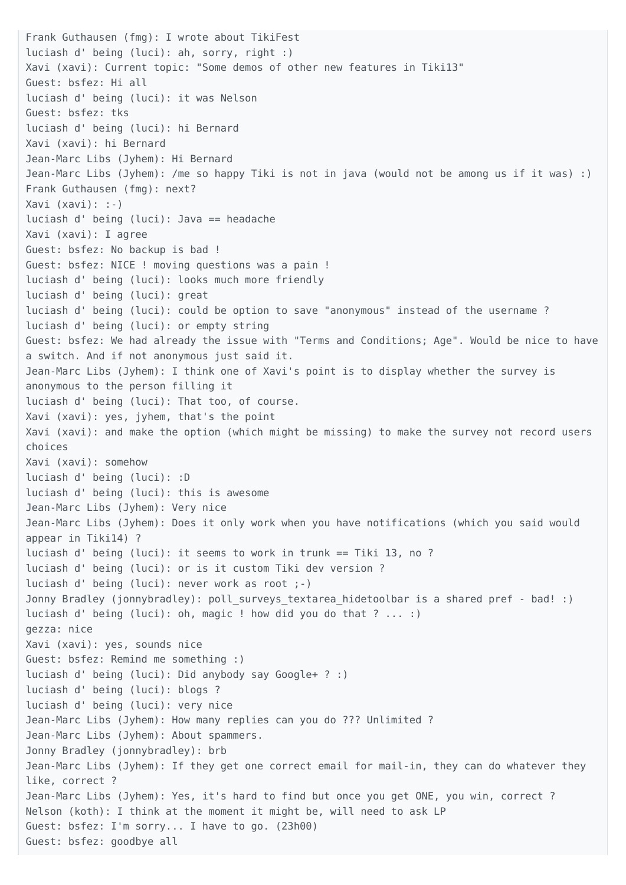```
Frank Guthausen (fmg): I wrote about TikiFest
luciash d' being (luci): ah, sorry, right :)
Xavi (xavi): Current topic: "Some demos of other new features in Tiki13"
Guest: bsfez: Hi all
luciash d' being (luci): it was Nelson
Guest: bsfez: tks
luciash d' being (luci): hi Bernard
Xavi (xavi): hi Bernard
Jean-Marc Libs (Jyhem): Hi Bernard
Jean-Marc Libs (Jyhem): /me so happy Tiki is not in java (would not be among us if it was) :)
Frank Guthausen (fmg): next?
Xavi (xavi): :-)
luciash d' being (luci): Java == headache
Xavi (xavi): I agree
Guest: bsfez: No backup is bad !
Guest: bsfez: NICE ! moving questions was a pain !
luciash d' being (luci): looks much more friendly
luciash d' being (luci): great
luciash d' being (luci): could be option to save "anonymous" instead of the username ?
luciash d' being (luci): or empty string
Guest: bsfez: We had already the issue with "Terms and Conditions; Age". Would be nice to have a switch. And if not anonymous just said it.
Jean-Marc Libs (Jyhem): I think one of Xavi's point is to display whether the survey is anonymous to the person filling it
luciash d' being (luci): That too, of course.
Xavi (xavi): yes, jyhem, that's the point
Xavi (xavi): and make the option (which might be missing) to make the survey not record users choices
Xavi (xavi): somehow
luciash d' being (luci): :D
luciash d' being (luci): this is awesome
Jean-Marc Libs (Jyhem): Very nice
Jean-Marc Libs (Jyhem): Does it only work when you have notifications (which you said would appear in Tiki14) ?
luciash d' being (luci): it seems to work in trunk == Tiki 13, no ?
luciash d' being (luci): or is it custom Tiki dev version ?
luciash d' being (luci): never work as root ;-)
Jonny Bradley (jonnybradley): poll_surveys_textarea_hidetoolbar is a shared pref - bad! :)
luciash d' being (luci): oh, magic ! how did you do that ? ... :)
gezza: nice
Xavi (xavi): yes, sounds nice
Guest: bsfez: Remind me something :)
luciash d' being (luci): Did anybody say Google+ ? :)
luciash d' being (luci): blogs ?
luciash d' being (luci): very nice
Jean-Marc Libs (Jyhem): How many replies can you do ??? Unlimited ?
Jean-Marc Libs (Jyhem): About spammers.
Jonny Bradley (jonnybradley): brb
Jean-Marc Libs (Jyhem): If they get one correct email for mail-in, they can do whatever they like, correct ?
Jean-Marc Libs (Jyhem): Yes, it's hard to find but once you get ONE, you win, correct ?
Nelson (koth): I think at the moment it might be, will need to ask LP
Guest: bsfez: I'm sorry... I have to go. (23h00)
Guest: bsfez: goodbye all
```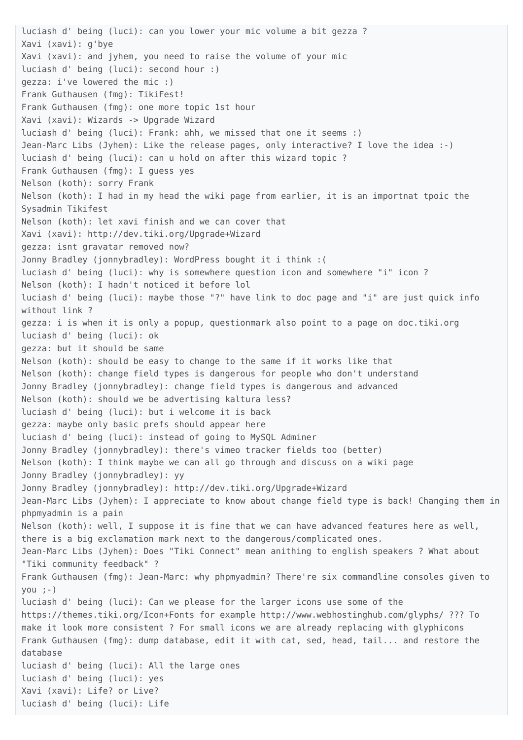```
luciash d' being (luci): can you lower your mic volume a bit gezza ?
Xavi (xavi): g'bye
Xavi (xavi): and jyhem, you need to raise the volume of your mic
luciash d' being (luci): second hour :)
gezza: i've lowered the mic :)
Frank Guthausen (fmg): TikiFest!
Frank Guthausen (fmg): one more topic 1st hour
Xavi (xavi): Wizards -> Upgrade Wizard
luciash d' being (luci): Frank: ahh, we missed that one it seems :)
Jean-Marc Libs (Jyhem): Like the release pages, only interactive? I love the idea :-)
luciash d' being (luci): can u hold on after this wizard topic ?
Frank Guthausen (fmg): I guess yes
Nelson (koth): sorry Frank
Nelson (koth): I had in my head the wiki page from earlier, it is an importnat tpoic the
Sysadmin Tikifest
Nelson (koth): let xavi finish and we can cover that
Xavi (xavi): http://dev.tiki.org/Upgrade+Wizard
gezza: isnt gravatar removed now?
Jonny Bradley (jonnybradley): WordPress bought it i think :(
luciash d' being (luci): why is somewhere question icon and somewhere "i" icon ?
Nelson (koth): I hadn't noticed it before lol
luciash d' being (luci): maybe those "?" have link to doc page and "i" are just quick info
without link ?
gezza: i is when it is only a popup, questionmark also point to a page on doc.tiki.org
luciash d' being (luci): ok
gezza: but it should be same
Nelson (koth): should be easy to change to the same if it works like that
Nelson (koth): change field types is dangerous for people who don't understand
Jonny Bradley (jonnybradley): change field types is dangerous and advanced
Nelson (koth): should we be advertising kaltura less?
luciash d' being (luci): but i welcome it is back
gezza: maybe only basic prefs should appear here
luciash d' being (luci): instead of going to MySQL Adminer
Jonny Bradley (jonnybradley): there's vimeo tracker fields too (better)
Nelson (koth): I think maybe we can all go through and discuss on a wiki page
Jonny Bradley (jonnybradley): yy
Jonny Bradley (jonnybradley): http://dev.tiki.org/Upgrade+Wizard
Jean-Marc Libs (Jyhem): I appreciate to know about change field type is back! Changing them in
phpmyadmin is a pain
Nelson (koth): well, I suppose it is fine that we can have advanced features here as well,
there is a big exclamation mark next to the dangerous/complicated ones.
Jean-Marc Libs (Jyhem): Does "Tiki Connect" mean anithing to english speakers ? What about
"Tiki community feedback" ?
Frank Guthausen (fmg): Jean-Marc: why phpmyadmin? There're six commandline consoles given to
you ;-)
luciash d' being (luci): Can we please for the larger icons use some of the
https://themes.tiki.org/Icon+Fonts for example http://www.webhostinghub.com/glyphs/ ??? To
make it look more consistent ? For small icons we are already replacing with glyphicons
Frank Guthausen (fmg): dump database, edit it with cat, sed, head, tail... and restore the
database
luciash d' being (luci): All the large ones
luciash d' being (luci): yes
Xavi (xavi): Life? or Live?
luciash d' being (luci): Life
```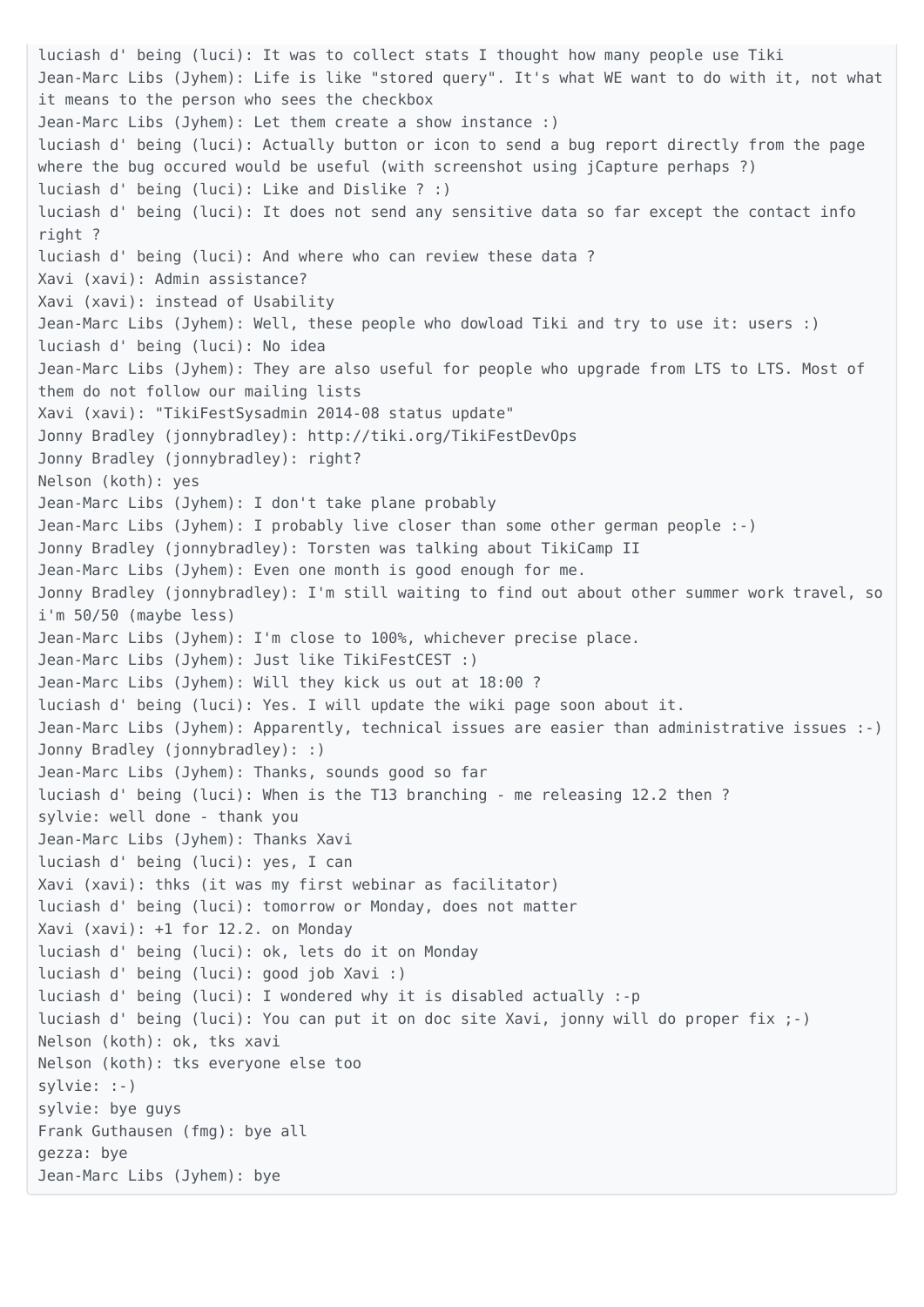```
luciash d' being (luci): It was to collect stats I thought how many people use Tiki
Jean-Marc Libs (Jyhem): Life is like "stored query". It's what WE want to do with it, not what it means to the person who sees the checkbox
Jean-Marc Libs (Jyhem): Let them create a show instance :)
luciash d' being (luci): Actually button or icon to send a bug report directly from the page where the bug occured would be useful (with screenshot using jCapture perhaps ?)
luciash d' being (luci): Like and Dislike ? :)
luciash d' being (luci): It does not send any sensitive data so far except the contact info right ?
luciash d' being (luci): And where who can review these data ?
Xavi (xavi): Admin assistance?
Xavi (xavi): instead of Usability
Jean-Marc Libs (Jyhem): Well, these people who dowload Tiki and try to use it: users :)
luciash d' being (luci): No idea
Jean-Marc Libs (Jyhem): They are also useful for people who upgrade from LTS to LTS. Most of them do not follow our mailing lists
Xavi (xavi): "TikiFestSysadmin 2014-08 status update"
Jonny Bradley (jonnybradley): http://tiki.org/TikiFestDevOps
Jonny Bradley (jonnybradley): right?
Nelson (koth): yes
Jean-Marc Libs (Jyhem): I don't take plane probably
Jean-Marc Libs (Jyhem): I probably live closer than some other german people :-)
Jonny Bradley (jonnybradley): Torsten was talking about TikiCamp II
Jean-Marc Libs (Jyhem): Even one month is good enough for me.
Jonny Bradley (jonnybradley): I'm still waiting to find out about other summer work travel, so i'm 50/50 (maybe less)
Jean-Marc Libs (Jyhem): I'm close to 100%, whichever precise place.
Jean-Marc Libs (Jyhem): Just like TikiFestCEST :)
Jean-Marc Libs (Jyhem): Will they kick us out at 18:00 ?
luciash d' being (luci): Yes. I will update the wiki page soon about it.
Jean-Marc Libs (Jyhem): Apparently, technical issues are easier than administrative issues :-)
Jonny Bradley (jonnybradley): :)
Jean-Marc Libs (Jyhem): Thanks, sounds good so far
luciash d' being (luci): When is the T13 branching - me releasing 12.2 then ?
sylvie: well done - thank you
Jean-Marc Libs (Jyhem): Thanks Xavi
luciash d' being (luci): yes, I can
Xavi (xavi): thks (it was my first webinar as facilitator)
luciash d' being (luci): tomorrow or Monday, does not matter
Xavi (xavi): +1 for 12.2. on Monday
luciash d' being (luci): ok, lets do it on Monday
luciash d' being (luci): good job Xavi :)
luciash d' being (luci): I wondered why it is disabled actually :-p
luciash d' being (luci): You can put it on doc site Xavi, jonny will do proper fix ;-)
Nelson (koth): ok, tks xavi
Nelson (koth): tks everyone else too
sylvie: :-)
sylvie: bye guys
Frank Guthausen (fmg): bye all
gezza: bye
Jean-Marc Libs (Jyhem): bye
```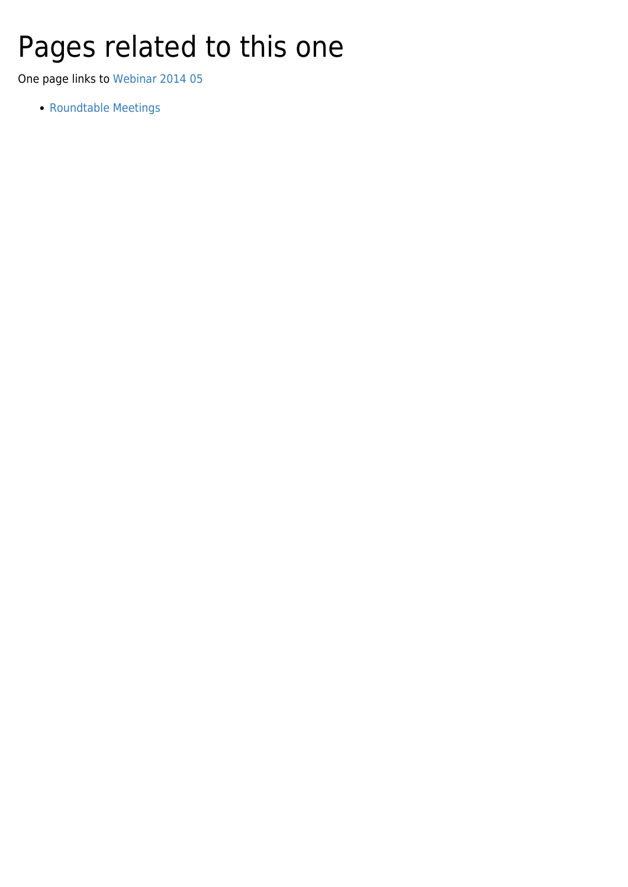# Pages related to this one

One page links to Webinar 2014 05

- Roundtable Meetings